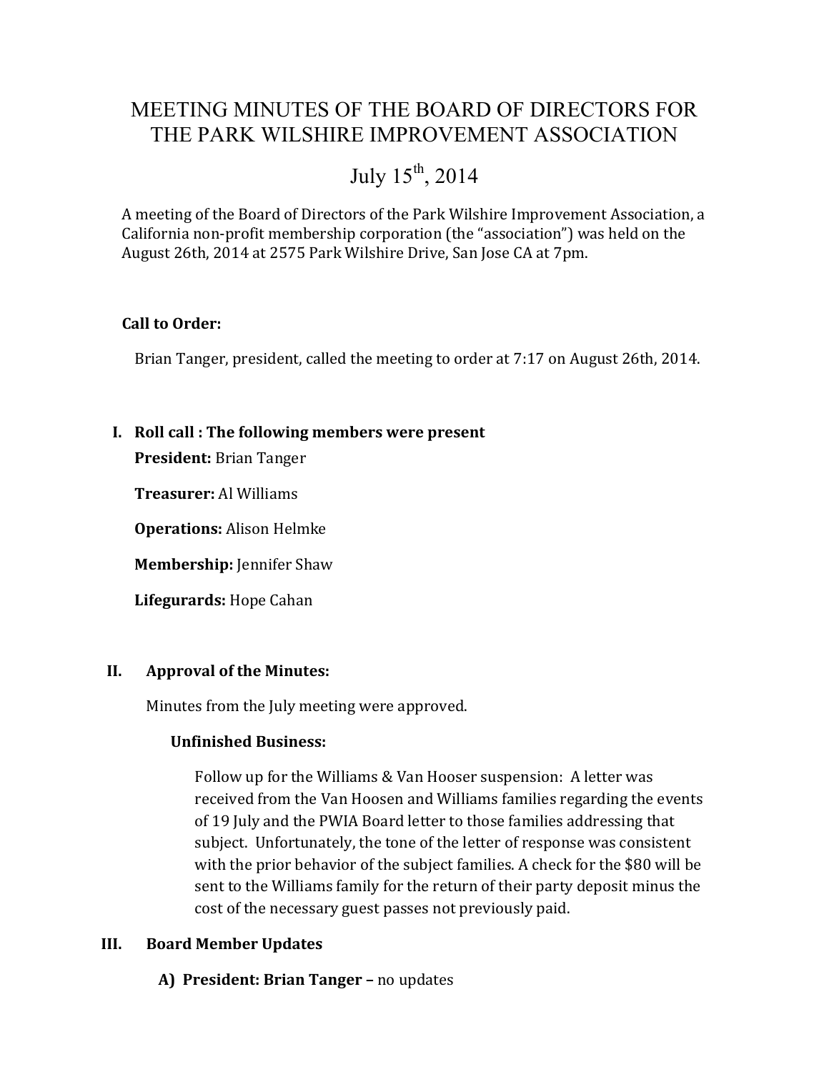# MEETING MINUTES OF THE BOARD OF DIRECTORS FOR THE PARK WILSHIRE IMPROVEMENT ASSOCIATION

## July 15th, 2014

A meeting of the Board of Directors of the Park Wilshire Improvement Association, a California non-profit membership corporation (the "association") was held on the August 26th, 2014 at 2575 Park Wilshire Drive, San Jose CA at 7pm.

**Call to Order:**

Brian Tanger, president, called the meeting to order at 7:17 on August 26th, 2014.

**I. Roll call : The following members were present**

**President:** Brian Tanger

**Treasurer:** Al Williams

**Operations:** Alison Helmke

**Membership:** Jennifer Shaw

**Lifegurards:** Hope Cahan

**II. Approval of the Minutes:**

Minutes from the July meeting were approved.

**Unfinished Business:**

Follow up for the Williams & Van Hooser suspension: A letter was received from the Van Hoosen and Williams families regarding the events of 19 July and the PWIA Board letter to those families addressing that subject. Unfortunately, the tone of the letter of response was consistent with the prior behavior of the subject families. A check for the $80 will be sent to the Williams family for the return of their party deposit minus the cost of the necessary guest passes not previously paid.

**III. Board Member Updates**

**A) President: Brian Tanger –** no updates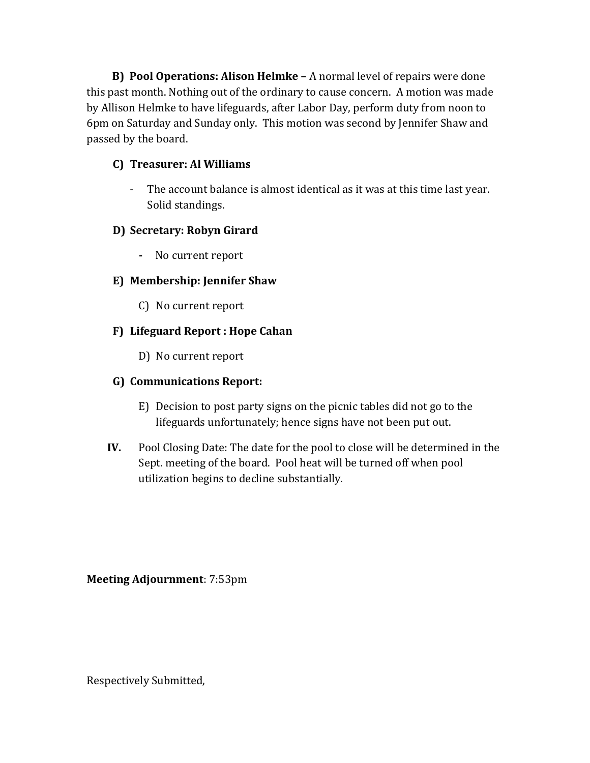**B) Pool Operations: Alison Helmke –** A normal level of repairs were done this past month. Nothing out of the ordinary to cause concern. A motion was made by Allison Helmke to have lifeguards, after Labor Day, perform duty from noon to 6pm on Saturday and Sunday only. This motion was second by Jennifer Shaw and passed by the board.

**C) Treasurer: Al Williams**

- The account balance is almost identical as it was at this time last year. Solid standings.

**D) Secretary: Robyn Girard**

- No current report

**E) Membership: Jennifer Shaw**

C) No current report

**F) Lifeguard Report : Hope Cahan**

D) No current report

**G) Communications Report:**

E) Decision to post party signs on the picnic tables did not go to the lifeguards unfortunately; hence signs have not been put out.

**IV.** Pool Closing Date: The date for the pool to close will be determined in the Sept. meeting of the board. Pool heat will be turned off when pool utilization begins to decline substantially.

**Meeting Adjournment**: 7:53pm

Respectively Submitted,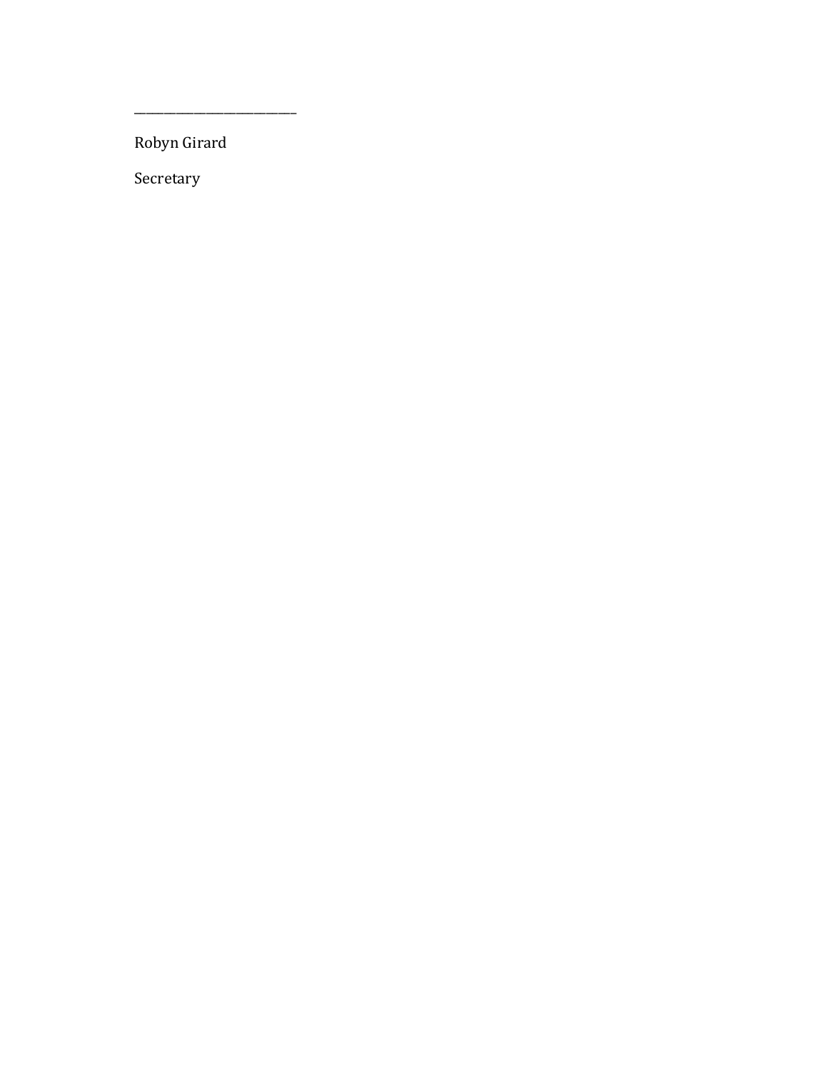_________________________

Robyn Girard

Secretary